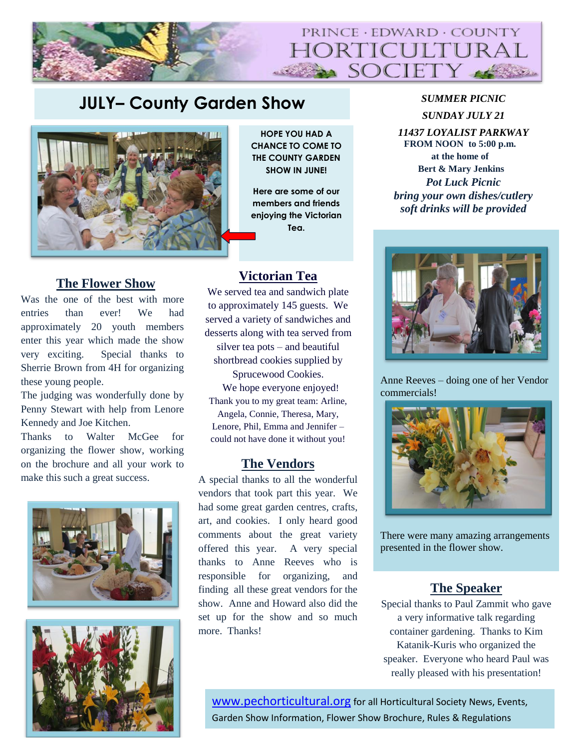# PRINCE · EDWARD · COUNTY HORTICULTURAL SOCIETY

## JULY– County Garden Show

**HOPE YOU HAD A CHANCE TO COME TO THE COUNTY GARDEN SHOW IN JUNE!**

**Here are some of our members and friends enjoying the Victorian Tea.**

### The Flower Show

Was the one of the best with more entries than ever! We had approximately 20 youth members enter this year which made the show very exciting. Special thanks to Sherrie Brown from 4H for organizing these young people.

The judging was wonderfully done by Penny Stewart with help from Lenore Kennedy and Joe Kitchen.

Thanks to Walter McGee for organizing the flower show, working on the brochure and all your work to make this such a great success.

### Victorian Tea

We served tea and sandwich plate to approximately 145 guests. We served a variety of sandwiches and desserts along with tea served from silver tea pots – and beautiful shortbread cookies supplied by Sprucewood Cookies.

We hope everyone enjoyed!

Thank you to my great team: Arline, Angela, Connie, Theresa, Mary, Lenore, Phil, Emma and Jennifer – could not have done it without you!

### The Vendors

A special thanks to all the wonderful vendors that took part this year. We had some great garden centres, crafts, art, and cookies. I only heard good comments about the great variety offered this year. A very special thanks to Anne Reeves who is responsible for organizing, and finding all these great vendors for the show. Anne and Howard also did the set up for the show and so much more. Thanks!

***SUMMER PICNIC***

***SUNDAY JULY 21***

***11437 LOYALIST PARKWAY***

**FROM NOON to 5:00 p.m.**

**at the home of**

**Bert & Mary Jenkins**

***Pot Luck Picnic***

***bring your own dishes/cutlery***

***soft drinks will be provided***

Anne Reeves – doing one of her Vendor commercials!

There were many amazing arrangements presented in the flower show.

### The Speaker

Special thanks to Paul Zammit who gave a very informative talk regarding container gardening. Thanks to Kim Katanik-Kuris who organized the speaker. Everyone who heard Paul was really pleased with his presentation!

www.pechorticultural.org for all Horticultural Society News, Events, Garden Show Information, Flower Show Brochure, Rules & Regulations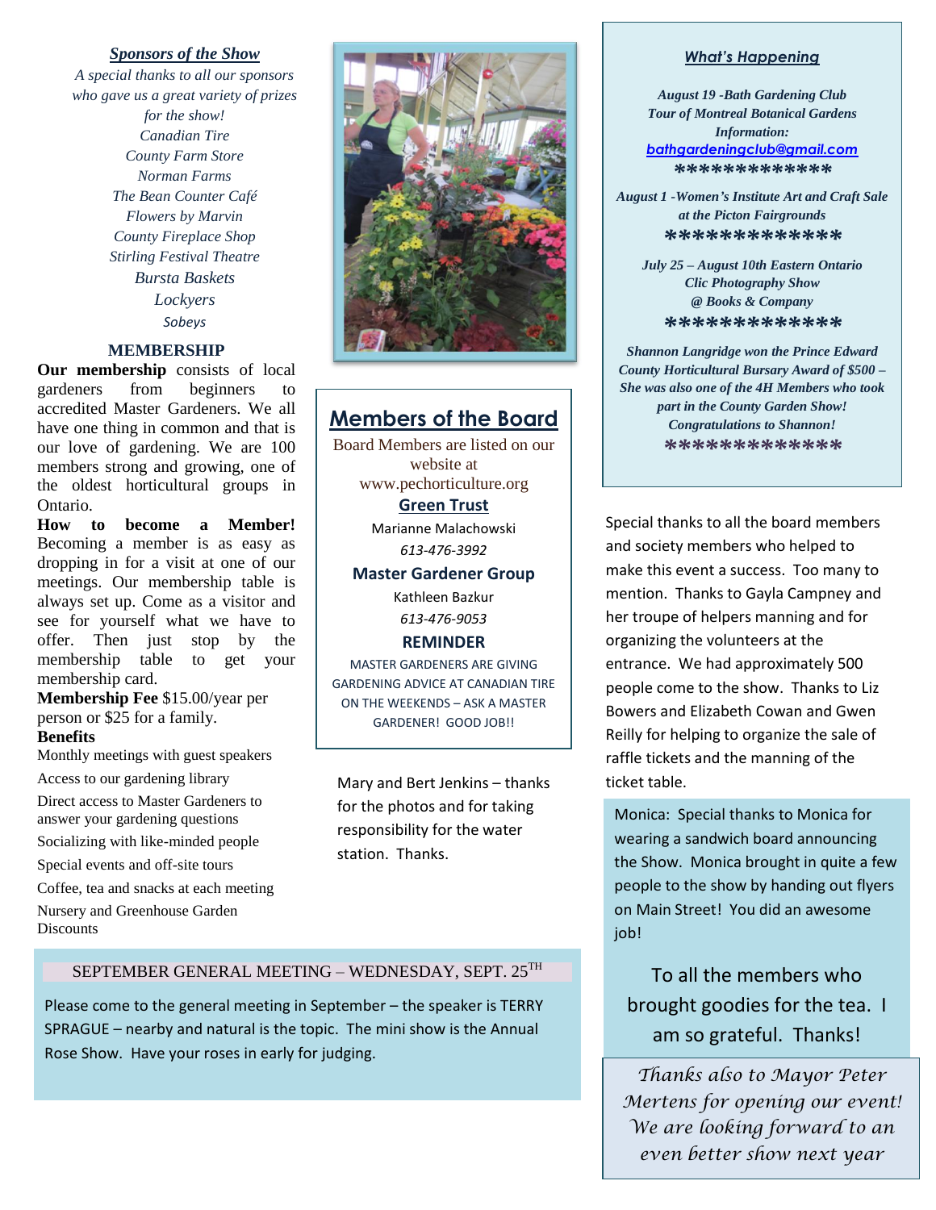### *Sponsors of the Show*

*A special thanks to all our sponsors who gave us a great variety of prizes for the show!*

*Canadian Tire*
*County Farm Store*
*Norman Farms*
*The Bean Counter Café*
*Flowers by Marvin*
*County Fireplace Shop*
*Stirling Festival Theatre*
*Bursta Baskets*
*Lockyers*
*Sobeys*

### MEMBERSHIP

**Our membership** consists of local gardeners from beginners to accredited Master Gardeners. We all have one thing in common and that is our love of gardening. We are 100 members strong and growing, one of the oldest horticultural groups in Ontario.

**How to become a Member!** Becoming a member is as easy as dropping in for a visit at one of our meetings. Our membership table is always set up. Come as a visitor and see for yourself what we have to offer. Then just stop by the membership table to get your membership card.

**Membership Fee** $15.00/year per person or $25 for a family.

**Benefits**

- Monthly meetings with guest speakers
- Access to our gardening library
- Direct access to Master Gardeners to answer your gardening questions
- Socializing with like-minded people
- Special events and off-site tours
- Coffee, tea and snacks at each meeting
- Nursery and Greenhouse Garden Discounts

## Members of the Board

Board Members are listed on our website at www.pechorticulture.org

**Green Trust**
Marianne Malachowski
*613-476-3992*

**Master Gardener Group**
Kathleen Bazkur
*613-476-9053*

**REMINDER**
MASTER GARDENERS ARE GIVING GARDENING ADVICE AT CANADIAN TIRE ON THE WEEKENDS – ASK A MASTER GARDENER! GOOD JOB!!

Mary and Bert Jenkins – thanks for the photos and for taking responsibility for the water station. Thanks.

### *What's Happening*

***August 19 -Bath Gardening Club Tour of Montreal Botanical Gardens Information:*** [bathgardeningclub@gmail.com](mailto:bathgardeningclub@gmail.com)

*************

***August 1 -Women's Institute Art and Craft Sale at the Picton Fairgrounds***

*************

***July 25 – August 10th Eastern Ontario Clic Photography Show @ Books & Company***

*************

***Shannon Langridge won the Prince Edward County Horticultural Bursary Award of $500 – She was also one of the 4H Members who took part in the County Garden Show! Congratulations to Shannon!***

*************

Special thanks to all the board members and society members who helped to make this event a success. Too many to mention. Thanks to Gayla Campney and her troupe of helpers manning and for organizing the volunteers at the entrance. We had approximately 500 people come to the show. Thanks to Liz Bowers and Elizabeth Cowan and Gwen Reilly for helping to organize the sale of raffle tickets and the manning of the ticket table.

Monica: Special thanks to Monica for wearing a sandwich board announcing the Show. Monica brought in quite a few people to the show by handing out flyers on Main Street! You did an awesome job!

To all the members who brought goodies for the tea. I am so grateful. Thanks!

*Thanks also to Mayor Peter Mertens for opening our event! We are looking forward to an even better show next year*

### SEPTEMBER GENERAL MEETING – WEDNESDAY, SEPT. 25TH

Please come to the general meeting in September – the speaker is TERRY SPRAGUE – nearby and natural is the topic. The mini show is the Annual Rose Show. Have your roses in early for judging.